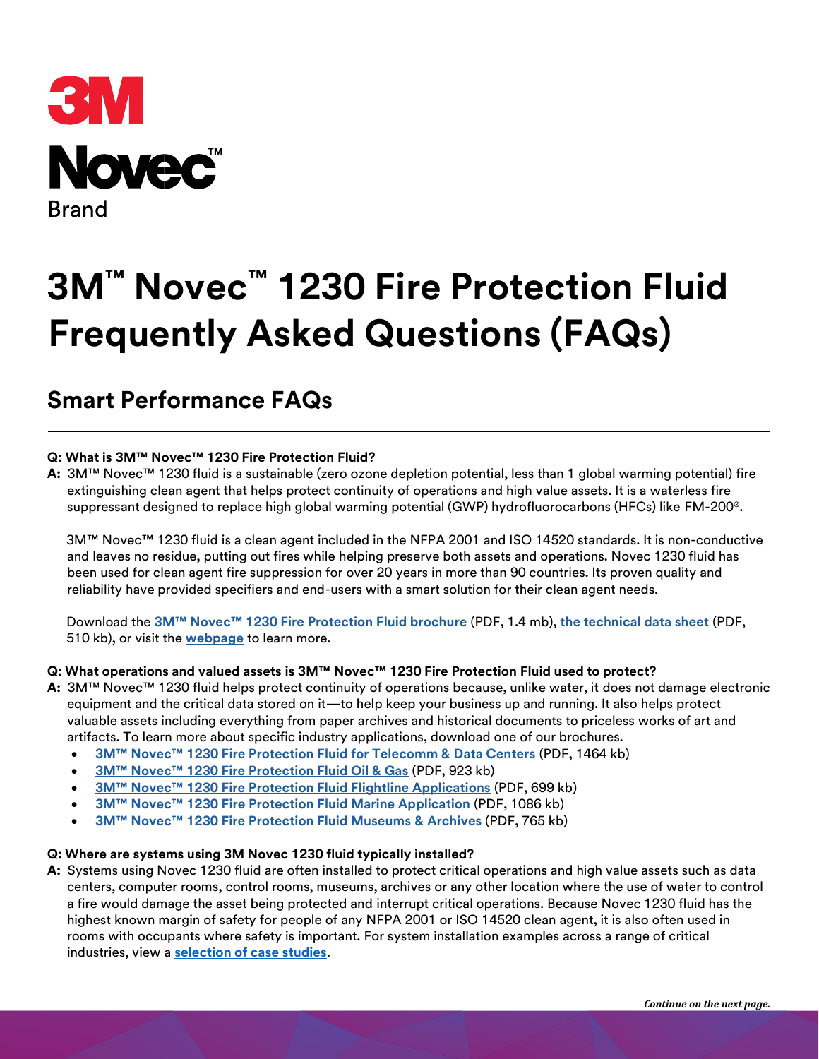3M

Novec™

Brand

# 3M™ Novec™ 1230 Fire Protection Fluid Frequently Asked Questions (FAQs)

## Smart Performance FAQs

**Q: What is 3M™ Novec™ 1230 Fire Protection Fluid?**

**A:** 3M™ Novec™ 1230 fluid is a sustainable (zero ozone depletion potential, less than 1 global warming potential) fire extinguishing clean agent that helps protect continuity of operations and high value assets. It is a waterless fire suppressant designed to replace high global warming potential (GWP) hydrofluorocarbons (HFCs) like FM-200®.

3M™ Novec™ 1230 fluid is a clean agent included in the NFPA 2001 and ISO 14520 standards. It is non-conductive and leaves no residue, putting out fires while helping preserve both assets and operations. Novec 1230 fluid has been used for clean agent fire suppression for over 20 years in more than 90 countries. Its proven quality and reliability have provided specifiers and end-users with a smart solution for their clean agent needs.

Download the **3M™ Novec™ 1230 Fire Protection Fluid brochure** (PDF, 1.4 mb), **the technical data sheet** (PDF, 510 kb), or visit the **webpage** to learn more.

**Q: What operations and valued assets is 3M™ Novec™ 1230 Fire Protection Fluid used to protect?**

**A:** 3M™ Novec™ 1230 fluid helps protect continuity of operations because, unlike water, it does not damage electronic equipment and the critical data stored on it—to help keep your business up and running. It also helps protect valuable assets including everything from paper archives and historical documents to priceless works of art and artifacts. To learn more about specific industry applications, download one of our brochures.

- **3M™ Novec™ 1230 Fire Protection Fluid for Telecomm & Data Centers** (PDF, 1464 kb)
- **3M™ Novec™ 1230 Fire Protection Fluid Oil & Gas** (PDF, 923 kb)
- **3M™ Novec™ 1230 Fire Protection Fluid Flightline Applications** (PDF, 699 kb)
- **3M™ Novec™ 1230 Fire Protection Fluid Marine Application** (PDF, 1086 kb)
- **3M™ Novec™ 1230 Fire Protection Fluid Museums & Archives** (PDF, 765 kb)

**Q: Where are systems using 3M Novec 1230 fluid typically installed?**

**A:** Systems using Novec 1230 fluid are often installed to protect critical operations and high value assets such as data centers, computer rooms, control rooms, museums, archives or any other location where the use of water to control a fire would damage the asset being protected and interrupt critical operations. Because Novec 1230 fluid has the highest known margin of safety for people of any NFPA 2001 or ISO 14520 clean agent, it is also often used in rooms with occupants where safety is important. For system installation examples across a range of critical industries, view a **selection of case studies**.

***Continue on the next page.***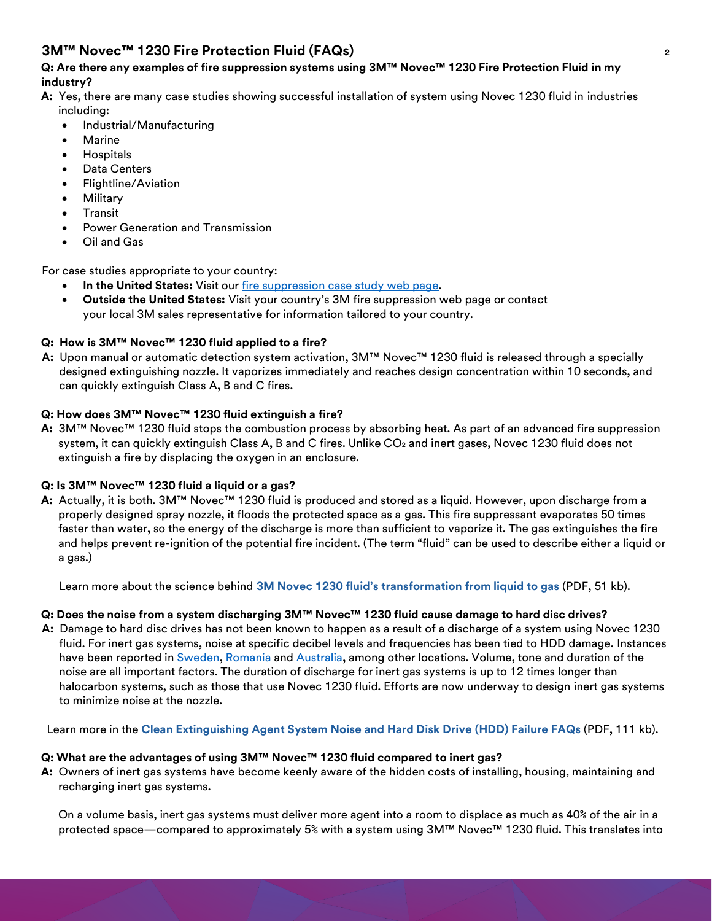## 3M™ Novec™ 1230 Fire Protection Fluid (FAQs)

**Q: Are there any examples of fire suppression systems using 3M™ Novec™ 1230 Fire Protection Fluid in my industry?**

**A:** Yes, there are many case studies showing successful installation of system using Novec 1230 fluid in industries including:

- Industrial/Manufacturing
- Marine
- Hospitals
- Data Centers
- Flightline/Aviation
- Military
- Transit
- Power Generation and Transmission
- Oil and Gas

For case studies appropriate to your country:

- **In the United States:** Visit our fire suppression case study web page.
- **Outside the United States:** Visit your country's 3M fire suppression web page or contact your local 3M sales representative for information tailored to your country.

**Q: How is 3M™ Novec™ 1230 fluid applied to a fire?**

**A:** Upon manual or automatic detection system activation, 3M™ Novec™ 1230 fluid is released through a specially designed extinguishing nozzle. It vaporizes immediately and reaches design concentration within 10 seconds, and can quickly extinguish Class A, B and C fires.

**Q: How does 3M™ Novec™ 1230 fluid extinguish a fire?**

**A:** 3M™ Novec™ 1230 fluid stops the combustion process by absorbing heat. As part of an advanced fire suppression system, it can quickly extinguish Class A, B and C fires. Unlike $CO_2$ and inert gases, Novec 1230 fluid does not extinguish a fire by displacing the oxygen in an enclosure.

**Q: Is 3M™ Novec™ 1230 fluid a liquid or a gas?**

**A:** Actually, it is both. 3M™ Novec™ 1230 fluid is produced and stored as a liquid. However, upon discharge from a properly designed spray nozzle, it floods the protected space as a gas. This fire suppressant evaporates 50 times faster than water, so the energy of the discharge is more than sufficient to vaporize it. The gas extinguishes the fire and helps prevent re-ignition of the potential fire incident. (The term "fluid" can be used to describe either a liquid or a gas.)

Learn more about the science behind **3M Novec 1230 fluid's transformation from liquid to gas** (PDF, 51 kb).

**Q: Does the noise from a system discharging 3M™ Novec™ 1230 fluid cause damage to hard disc drives?**

**A:** Damage to hard disc drives has not been known to happen as a result of a discharge of a system using Novec 1230 fluid. For inert gas systems, noise at specific decibel levels and frequencies has been tied to HDD damage. Instances have been reported in Sweden, Romania and Australia, among other locations. Volume, tone and duration of the noise are all important factors. The duration of discharge for inert gas systems is up to 12 times longer than halocarbon systems, such as those that use Novec 1230 fluid. Efforts are now underway to design inert gas systems to minimize noise at the nozzle.

Learn more in the **Clean Extinguishing Agent System Noise and Hard Disk Drive (HDD) Failure FAQs** (PDF, 111 kb).

**Q: What are the advantages of using 3M™ Novec™ 1230 fluid compared to inert gas?**

**A:** Owners of inert gas systems have become keenly aware of the hidden costs of installing, housing, maintaining and recharging inert gas systems.

On a volume basis, inert gas systems must deliver more agent into a room to displace as much as 40% of the air in a protected space—compared to approximately 5% with a system using 3M™ Novec™ 1230 fluid. This translates into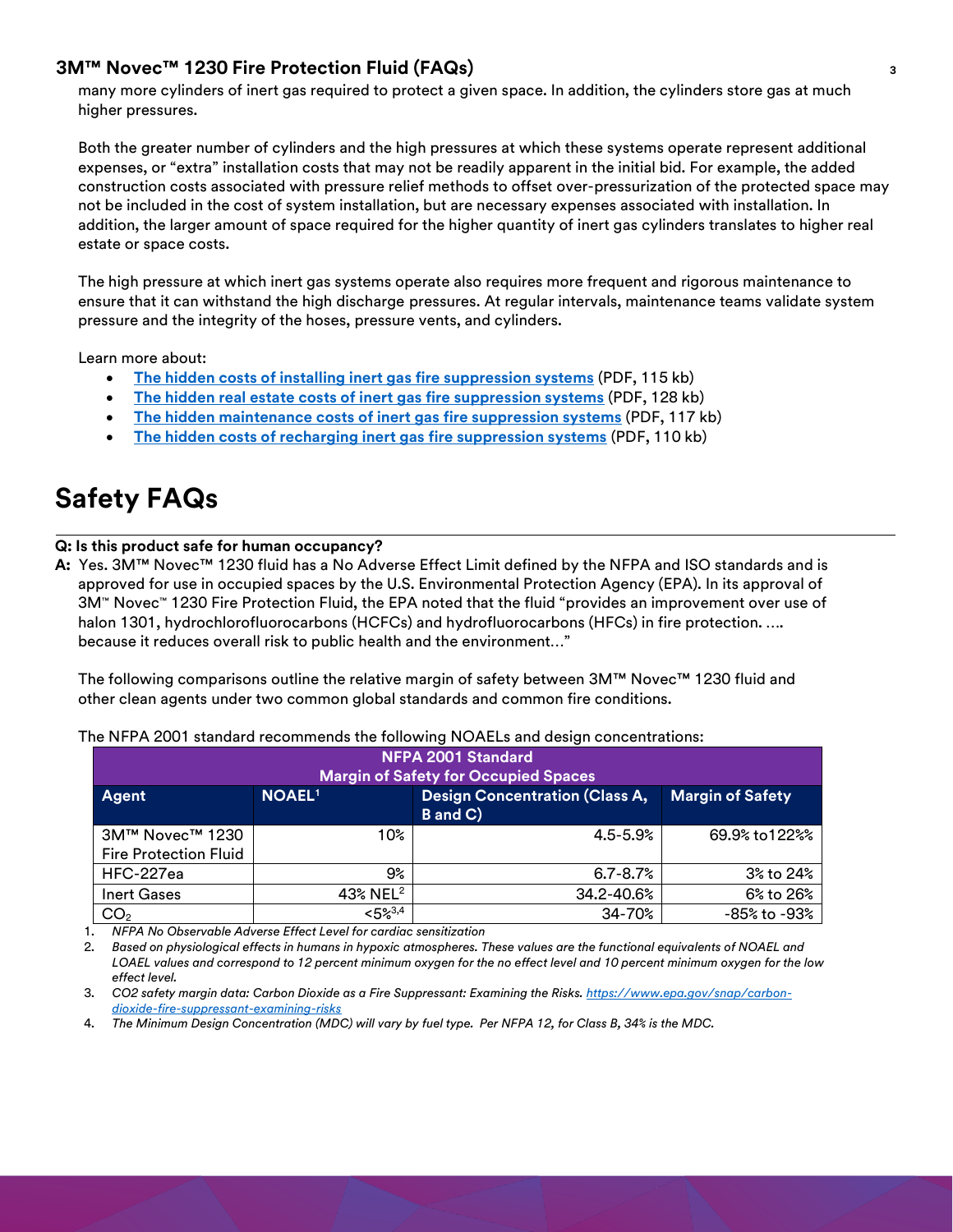many more cylinders of inert gas required to protect a given space. In addition, the cylinders store gas at much higher pressures.

Both the greater number of cylinders and the high pressures at which these systems operate represent additional expenses, or "extra" installation costs that may not be readily apparent in the initial bid. For example, the added construction costs associated with pressure relief methods to offset over-pressurization of the protected space may not be included in the cost of system installation, but are necessary expenses associated with installation. In addition, the larger amount of space required for the higher quantity of inert gas cylinders translates to higher real estate or space costs.

The high pressure at which inert gas systems operate also requires more frequent and rigorous maintenance to ensure that it can withstand the high discharge pressures. At regular intervals, maintenance teams validate system pressure and the integrity of the hoses, pressure vents, and cylinders.

Learn more about:

- **The hidden costs of installing inert gas fire suppression systems** (PDF, 115 kb)
- **The hidden real estate costs of inert gas fire suppression systems** (PDF, 128 kb)
- **The hidden maintenance costs of inert gas fire suppression systems** (PDF, 117 kb)
- **The hidden costs of recharging inert gas fire suppression systems** (PDF, 110 kb)

# Safety FAQs

**Q: Is this product safe for human occupancy?**

**A:** Yes. 3M™ Novec™ 1230 fluid has a No Adverse Effect Limit defined by the NFPA and ISO standards and is approved for use in occupied spaces by the U.S. Environmental Protection Agency (EPA). In its approval of 3M™ Novec™ 1230 Fire Protection Fluid, the EPA noted that the fluid "provides an improvement over use of halon 1301, hydrochlorofluorocarbons (HCFCs) and hydrofluorocarbons (HFCs) in fire protection. …. because it reduces overall risk to public health and the environment…"

The following comparisons outline the relative margin of safety between 3M™ Novec™ 1230 fluid and other clean agents under two common global standards and common fire conditions.

The NFPA 2001 standard recommends the following NOAELs and design concentrations:

| NFPA 2001 Standard Margin of Safety for Occupied Spaces | | | |
|---|---|---|---|
| **Agent** | **NOAEL[1]** | **Design Concentration (Class A, B and C)** | **Margin of Safety** |
| 3M™ Novec™ 1230 Fire Protection Fluid | 10% | 4.5-5.9% | 69.9% to122%% |
| HFC-227ea | 9% | 6.7-8.7% | 3% to 24% |
| Inert Gases | 43% NEL[2] | 34.2-40.6% | 6% to 26% |
| $CO_2$ | <5%[3,4] | 34-70% | -85% to -93% |

1. *NFPA No Observable Adverse Effect Level for cardiac sensitization*
2. *Based on physiological effects in humans in hypoxic atmospheres. These values are the functional equivalents of NOAEL and LOAEL values and correspond to 12 percent minimum oxygen for the no effect level and 10 percent minimum oxygen for the low effect level.*
3. *CO2 safety margin data: Carbon Dioxide as a Fire Suppressant: Examining the Risks. https://www.epa.gov/snap/carbon-dioxide-fire-suppressant-examining-risks*
4. *The Minimum Design Concentration (MDC) will vary by fuel type. Per NFPA 12, for Class B, 34% is the MDC.*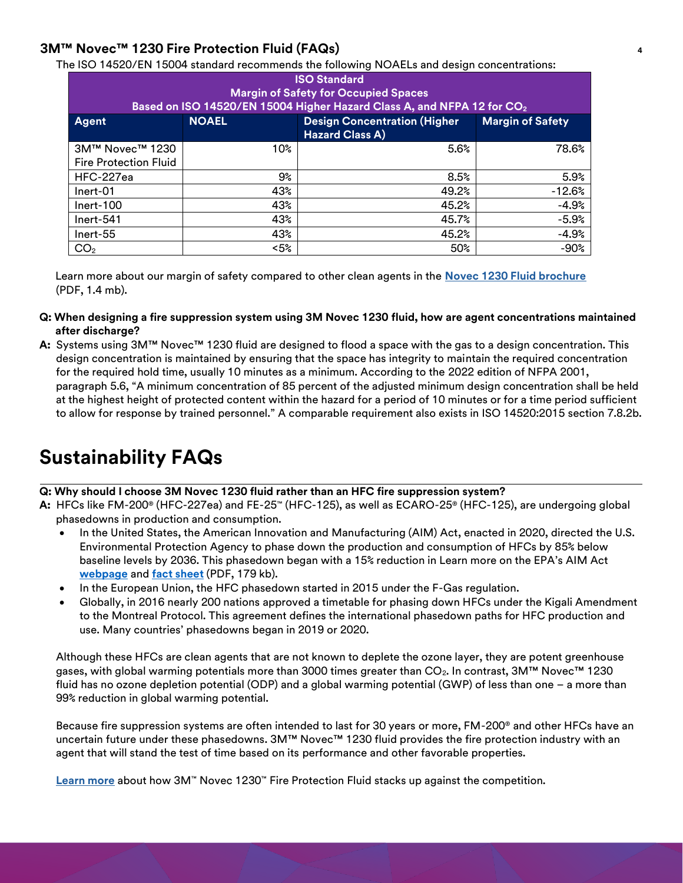## 3M™ Novec™ 1230 Fire Protection Fluid (FAQs)

The ISO 14520/EN 15004 standard recommends the following NOAELs and design concentrations:

| ISO Standard<br>Margin of Safety for Occupied Spaces<br>Based on ISO 14520/EN 15004 Higher Hazard Class A, and NFPA 12 for $CO_2$ | | | |
|---|---|---|---|
| **Agent** | **NOAEL** | **Design Concentration (Higher Hazard Class A)** | **Margin of Safety** |
| 3M™ Novec™ 1230 Fire Protection Fluid | 10% | 5.6% | 78.6% |
| HFC-227ea | 9% | 8.5% | 5.9% |
| Inert-01 | 43% | 49.2% | -12.6% |
| Inert-100 | 43% | 45.2% | -4.9% |
| Inert-541 | 43% | 45.7% | -5.9% |
| Inert-55 | 43% | 45.2% | -4.9% |
| $CO_2$ | <5% | 50% | -90% |

Learn more about our margin of safety compared to other clean agents in the **Novec 1230 Fluid brochure** (PDF, 1.4 mb).

**Q: When designing a fire suppression system using 3M Novec 1230 fluid, how are agent concentrations maintained after discharge?**

**A:** Systems using 3M™ Novec™ 1230 fluid are designed to flood a space with the gas to a design concentration. This design concentration is maintained by ensuring that the space has integrity to maintain the required concentration for the required hold time, usually 10 minutes as a minimum. According to the 2022 edition of NFPA 2001, paragraph 5.6, "A minimum concentration of 85 percent of the adjusted minimum design concentration shall be held at the highest height of protected content within the hazard for a period of 10 minutes or for a time period sufficient to allow for response by trained personnel." A comparable requirement also exists in ISO 14520:2015 section 7.8.2b.

# Sustainability FAQs

**Q: Why should I choose 3M Novec 1230 fluid rather than an HFC fire suppression system?**

**A:** HFCs like FM-200® (HFC-227ea) and FE-25™ (HFC-125), as well as ECARO-25® (HFC-125), are undergoing global phasedowns in production and consumption.

- In the United States, the American Innovation and Manufacturing (AIM) Act, enacted in 2020, directed the U.S. Environmental Protection Agency to phase down the production and consumption of HFCs by 85% below baseline levels by 2036. This phasedown began with a 15% reduction in Learn more on the EPA's AIM Act **webpage** and **fact sheet** (PDF, 179 kb).
- In the European Union, the HFC phasedown started in 2015 under the F-Gas regulation.
- Globally, in 2016 nearly 200 nations approved a timetable for phasing down HFCs under the Kigali Amendment to the Montreal Protocol. This agreement defines the international phasedown paths for HFC production and use. Many countries' phasedowns began in 2019 or 2020.

Although these HFCs are clean agents that are not known to deplete the ozone layer, they are potent greenhouse gases, with global warming potentials more than 3000 times greater than $CO_2$. In contrast, 3M™ Novec™ 1230 fluid has no ozone depletion potential (ODP) and a global warming potential (GWP) of less than one – a more than 99% reduction in global warming potential.

Because fire suppression systems are often intended to last for 30 years or more, FM-200® and other HFCs have an uncertain future under these phasedowns. 3M™ Novec™ 1230 fluid provides the fire protection industry with an agent that will stand the test of time based on its performance and other favorable properties.

**Learn more** about how 3M™ Novec 1230™ Fire Protection Fluid stacks up against the competition.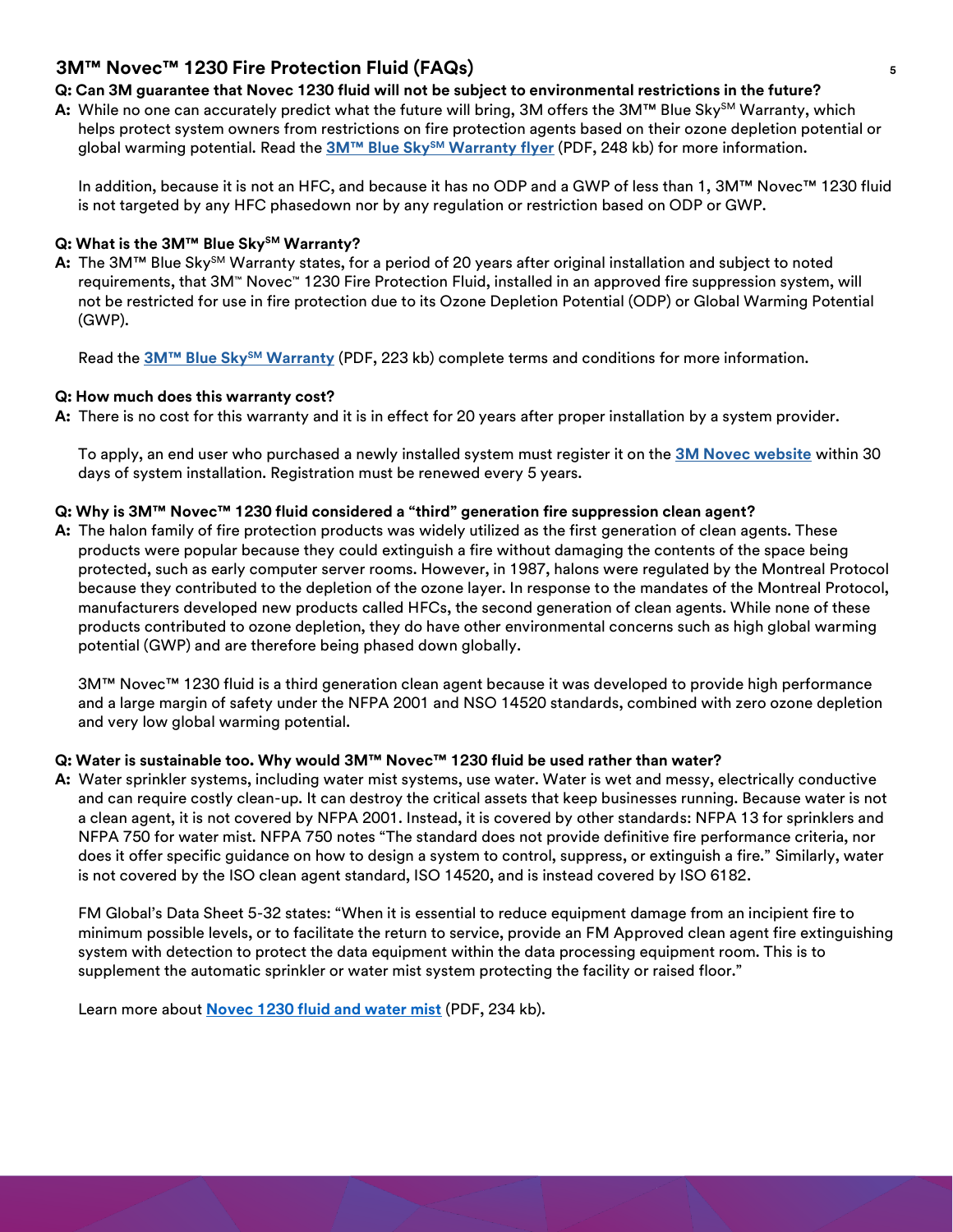## 3M™ Novec™ 1230 Fire Protection Fluid (FAQs)

**Q: Can 3M guarantee that Novec 1230 fluid will not be subject to environmental restrictions in the future?**

**A:** While no one can accurately predict what the future will bring, 3M offers the 3M™ Blue Sky℠ Warranty, which helps protect system owners from restrictions on fire protection agents based on their ozone depletion potential or global warming potential. Read the **3M™ Blue Sky℠ Warranty flyer** (PDF, 248 kb) for more information.

In addition, because it is not an HFC, and because it has no ODP and a GWP of less than 1, 3M™ Novec™ 1230 fluid is not targeted by any HFC phasedown nor by any regulation or restriction based on ODP or GWP.

**Q: What is the 3M™ Blue Sky℠ Warranty?**

**A:** The 3M™ Blue Sky℠ Warranty states, for a period of 20 years after original installation and subject to noted requirements, that 3M™ Novec™ 1230 Fire Protection Fluid, installed in an approved fire suppression system, will not be restricted for use in fire protection due to its Ozone Depletion Potential (ODP) or Global Warming Potential (GWP).

Read the **3M™ Blue Sky℠ Warranty** (PDF, 223 kb) complete terms and conditions for more information.

**Q: How much does this warranty cost?**

**A:** There is no cost for this warranty and it is in effect for 20 years after proper installation by a system provider.

To apply, an end user who purchased a newly installed system must register it on the **3M Novec website** within 30 days of system installation. Registration must be renewed every 5 years.

**Q: Why is 3M™ Novec™ 1230 fluid considered a "third" generation fire suppression clean agent?**

**A:** The halon family of fire protection products was widely utilized as the first generation of clean agents. These products were popular because they could extinguish a fire without damaging the contents of the space being protected, such as early computer server rooms. However, in 1987, halons were regulated by the Montreal Protocol because they contributed to the depletion of the ozone layer. In response to the mandates of the Montreal Protocol, manufacturers developed new products called HFCs, the second generation of clean agents. While none of these products contributed to ozone depletion, they do have other environmental concerns such as high global warming potential (GWP) and are therefore being phased down globally.

3M™ Novec™ 1230 fluid is a third generation clean agent because it was developed to provide high performance and a large margin of safety under the NFPA 2001 and NSO 14520 standards, combined with zero ozone depletion and very low global warming potential.

**Q: Water is sustainable too. Why would 3M™ Novec™ 1230 fluid be used rather than water?**

**A:** Water sprinkler systems, including water mist systems, use water. Water is wet and messy, electrically conductive and can require costly clean-up. It can destroy the critical assets that keep businesses running. Because water is not a clean agent, it is not covered by NFPA 2001. Instead, it is covered by other standards: NFPA 13 for sprinklers and NFPA 750 for water mist. NFPA 750 notes "The standard does not provide definitive fire performance criteria, nor does it offer specific guidance on how to design a system to control, suppress, or extinguish a fire." Similarly, water is not covered by the ISO clean agent standard, ISO 14520, and is instead covered by ISO 6182.

FM Global's Data Sheet 5-32 states: "When it is essential to reduce equipment damage from an incipient fire to minimum possible levels, or to facilitate the return to service, provide an FM Approved clean agent fire extinguishing system with detection to protect the data equipment within the data processing equipment room. This is to supplement the automatic sprinkler or water mist system protecting the facility or raised floor."

Learn more about **Novec 1230 fluid and water mist** (PDF, 234 kb).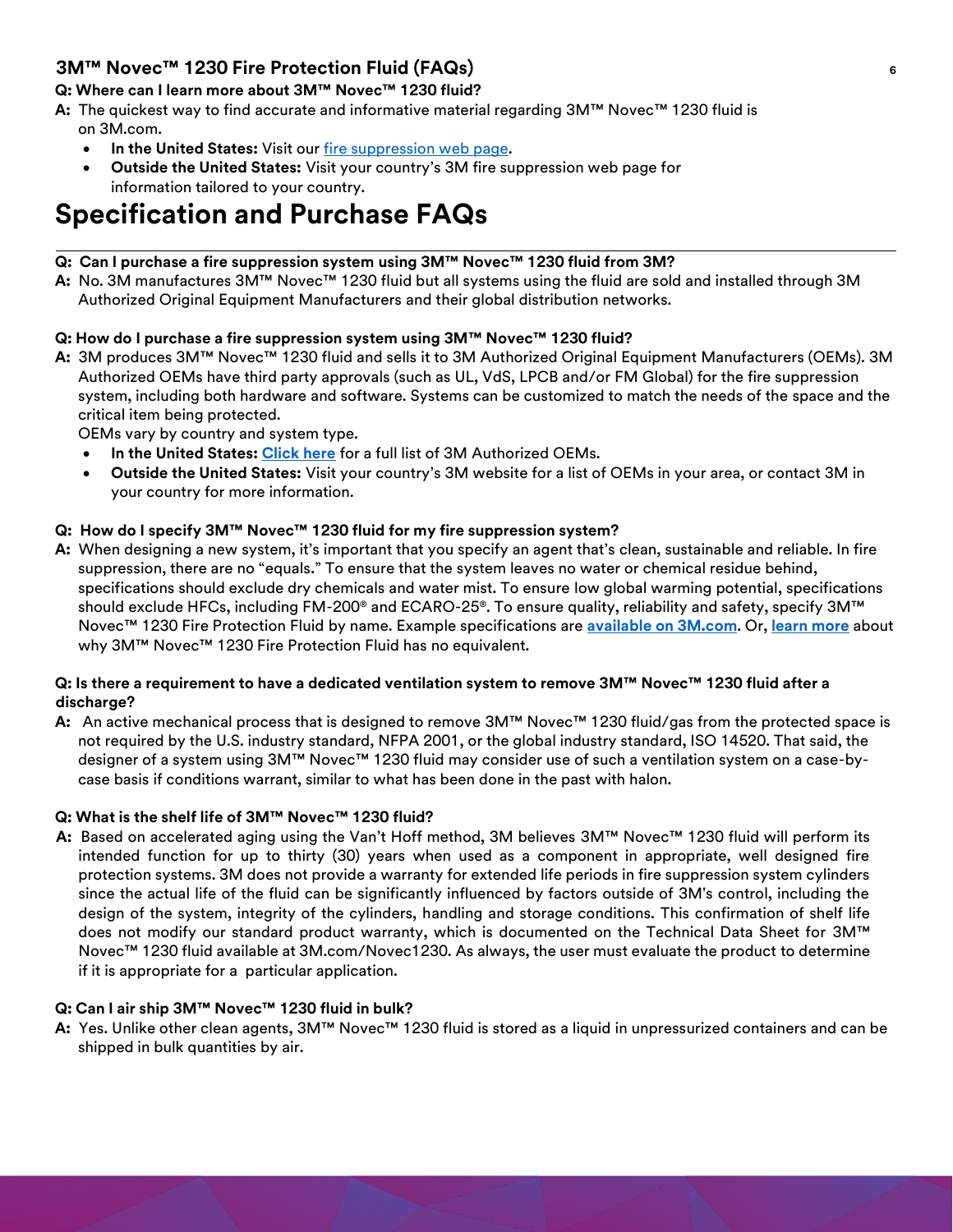## 3M™ Novec™ 1230 Fire Protection Fluid (FAQs)

**Q: Where can I learn more about 3M™ Novec™ 1230 fluid?**

**A:** The quickest way to find accurate and informative material regarding 3M™ Novec™ 1230 fluid is on 3M.com.

- **In the United States:** Visit our fire suppression web page.
- **Outside the United States:** Visit your country's 3M fire suppression web page for information tailored to your country.

# Specification and Purchase FAQs

**Q: Can I purchase a fire suppression system using 3M™ Novec™ 1230 fluid from 3M?**

**A:** No. 3M manufactures 3M™ Novec™ 1230 fluid but all systems using the fluid are sold and installed through 3M Authorized Original Equipment Manufacturers and their global distribution networks.

**Q: How do I purchase a fire suppression system using 3M™ Novec™ 1230 fluid?**

**A:** 3M produces 3M™ Novec™ 1230 fluid and sells it to 3M Authorized Original Equipment Manufacturers (OEMs). 3M Authorized OEMs have third party approvals (such as UL, VdS, LPCB and/or FM Global) for the fire suppression system, including both hardware and software. Systems can be customized to match the needs of the space and the critical item being protected.

OEMs vary by country and system type.

- **In the United States:** **Click here** for a full list of 3M Authorized OEMs.
- **Outside the United States:** Visit your country's 3M website for a list of OEMs in your area, or contact 3M in your country for more information.

**Q: How do I specify 3M™ Novec™ 1230 fluid for my fire suppression system?**

**A:** When designing a new system, it's important that you specify an agent that's clean, sustainable and reliable. In fire suppression, there are no "equals." To ensure that the system leaves no water or chemical residue behind, specifications should exclude dry chemicals and water mist. To ensure low global warming potential, specifications should exclude HFCs, including FM-200® and ECARO-25®. To ensure quality, reliability and safety, specify 3M™ Novec™ 1230 Fire Protection Fluid by name. Example specifications are **available on 3M.com**. Or, **learn more** about why 3M™ Novec™ 1230 Fire Protection Fluid has no equivalent.

**Q: Is there a requirement to have a dedicated ventilation system to remove 3M™ Novec™ 1230 fluid after a discharge?**

**A:** An active mechanical process that is designed to remove 3M™ Novec™ 1230 fluid/gas from the protected space is not required by the U.S. industry standard, NFPA 2001, or the global industry standard, ISO 14520. That said, the designer of a system using 3M™ Novec™ 1230 fluid may consider use of such a ventilation system on a case-by-case basis if conditions warrant, similar to what has been done in the past with halon.

**Q: What is the shelf life of 3M™ Novec™ 1230 fluid?**

**A:** Based on accelerated aging using the Van't Hoff method, 3M believes 3M™ Novec™ 1230 fluid will perform its intended function for up to thirty (30) years when used as a component in appropriate, well designed fire protection systems. 3M does not provide a warranty for extended life periods in fire suppression system cylinders since the actual life of the fluid can be significantly influenced by factors outside of 3M's control, including the design of the system, integrity of the cylinders, handling and storage conditions. This confirmation of shelf life does not modify our standard product warranty, which is documented on the Technical Data Sheet for 3M™ Novec™ 1230 fluid available at 3M.com/Novec1230. As always, the user must evaluate the product to determine if it is appropriate for a particular application.

**Q: Can I air ship 3M™ Novec™ 1230 fluid in bulk?**

**A:** Yes. Unlike other clean agents, 3M™ Novec™ 1230 fluid is stored as a liquid in unpressurized containers and can be shipped in bulk quantities by air.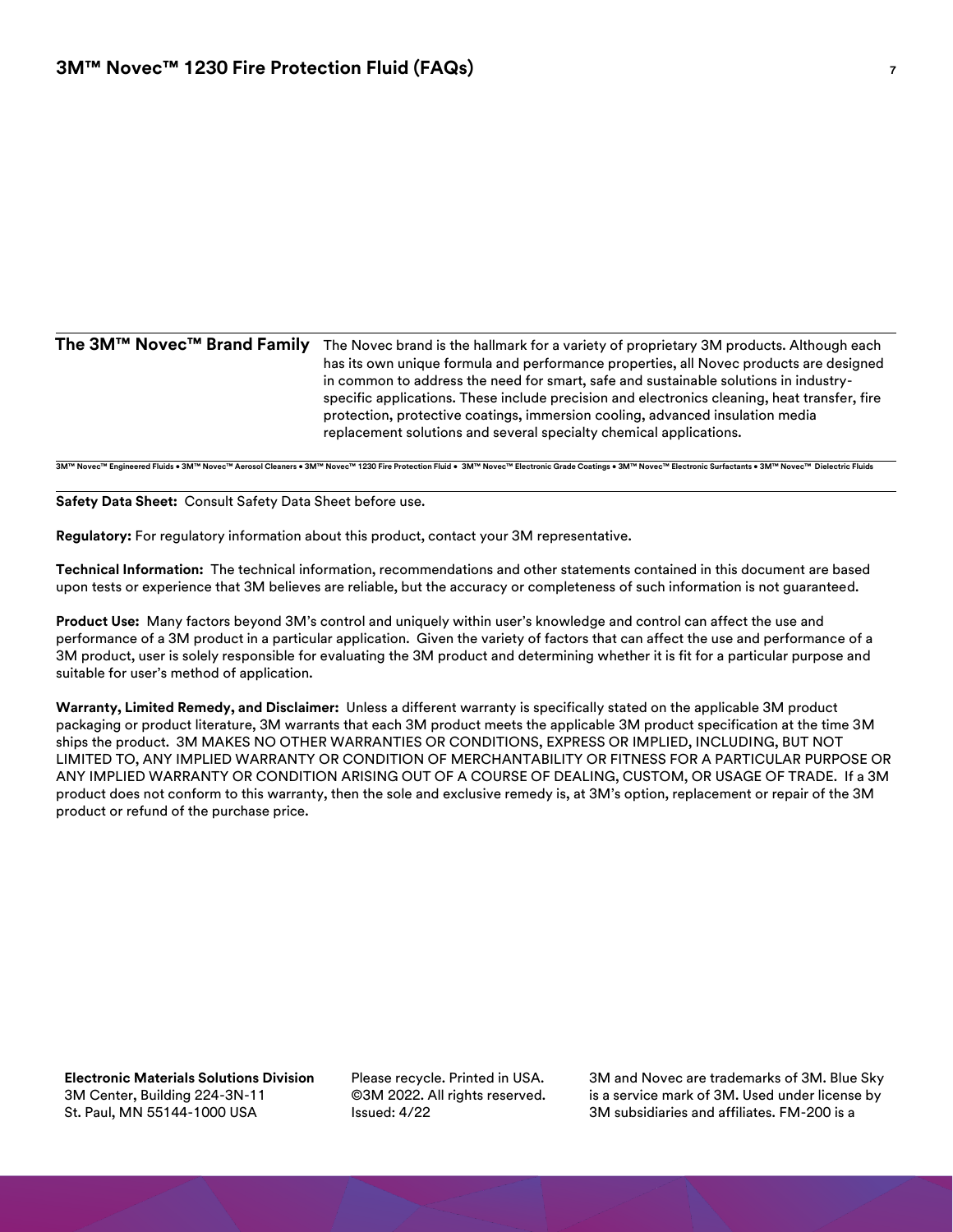**The 3M™ Novec™ Brand Family**

The Novec brand is the hallmark for a variety of proprietary 3M products. Although each has its own unique formula and performance properties, all Novec products are designed in common to address the need for smart, safe and sustainable solutions in industry-specific applications. These include precision and electronics cleaning, heat transfer, fire protection, protective coatings, immersion cooling, advanced insulation media replacement solutions and several specialty chemical applications.

**3M™ Novec™ Engineered Fluids • 3M™ Novec™ Aerosol Cleaners • 3M™ Novec™ 1230 Fire Protection Fluid • 3M™ Novec™ Electronic Grade Coatings • 3M™ Novec™ Electronic Surfactants • 3M™ Novec™ Dielectric Fluids**

**Safety Data Sheet:** Consult Safety Data Sheet before use.

**Regulatory:** For regulatory information about this product, contact your 3M representative.

**Technical Information:** The technical information, recommendations and other statements contained in this document are based upon tests or experience that 3M believes are reliable, but the accuracy or completeness of such information is not guaranteed.

**Product Use:** Many factors beyond 3M's control and uniquely within user's knowledge and control can affect the use and performance of a 3M product in a particular application. Given the variety of factors that can affect the use and performance of a 3M product, user is solely responsible for evaluating the 3M product and determining whether it is fit for a particular purpose and suitable for user's method of application.

**Warranty, Limited Remedy, and Disclaimer:** Unless a different warranty is specifically stated on the applicable 3M product packaging or product literature, 3M warrants that each 3M product meets the applicable 3M product specification at the time 3M ships the product. 3M MAKES NO OTHER WARRANTIES OR CONDITIONS, EXPRESS OR IMPLIED, INCLUDING, BUT NOT LIMITED TO, ANY IMPLIED WARRANTY OR CONDITION OF MERCHANTABILITY OR FITNESS FOR A PARTICULAR PURPOSE OR ANY IMPLIED WARRANTY OR CONDITION ARISING OUT OF A COURSE OF DEALING, CUSTOM, OR USAGE OF TRADE. If a 3M product does not conform to this warranty, then the sole and exclusive remedy is, at 3M's option, replacement or repair of the 3M product or refund of the purchase price.

**Electronic Materials Solutions Division**
3M Center, Building 224-3N-11
St. Paul, MN 55144-1000 USA

Please recycle. Printed in USA.
©3M 2022. All rights reserved.
Issued: 4/22

3M and Novec are trademarks of 3M. Blue Sky is a service mark of 3M. Used under license by 3M subsidiaries and affiliates. FM-200 is a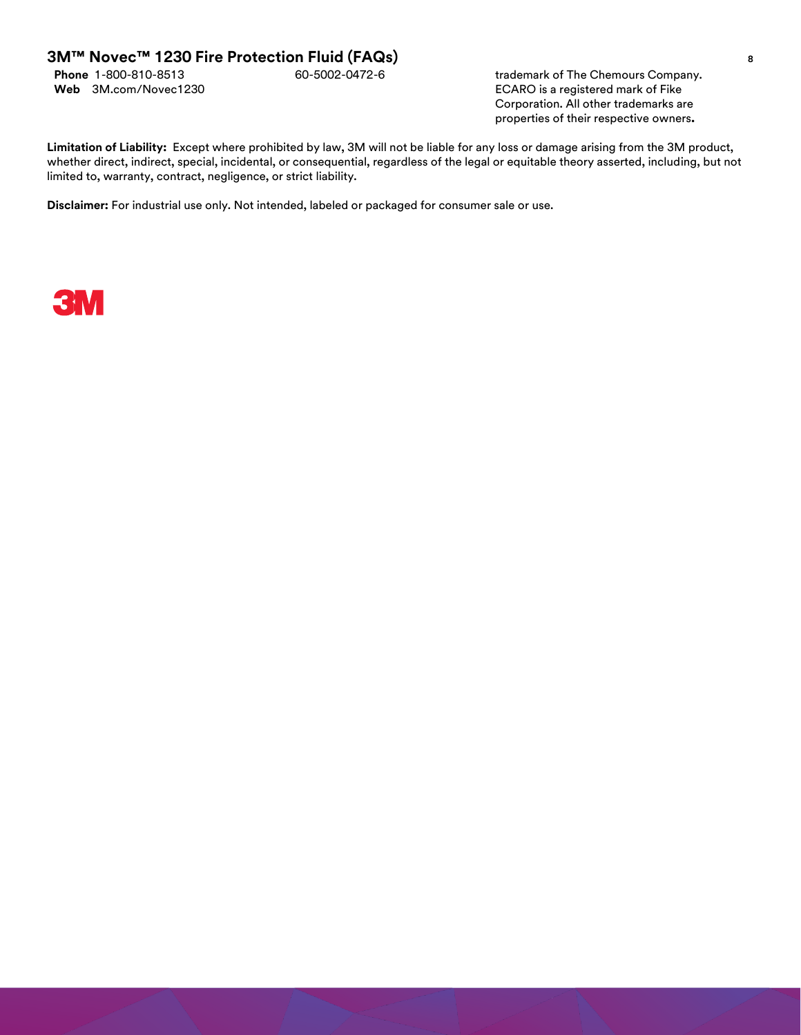**Phone** 1-800-810-8513
**Web** 3M.com/Novec1230

60-5002-0472-6

trademark of The Chemours Company. ECARO is a registered mark of Fike Corporation. All other trademarks are properties of their respective owners.

**Limitation of Liability:** Except where prohibited by law, 3M will not be liable for any loss or damage arising from the 3M product, whether direct, indirect, special, incidental, or consequential, regardless of the legal or equitable theory asserted, including, but not limited to, warranty, contract, negligence, or strict liability.

**Disclaimer:** For industrial use only. Not intended, labeled or packaged for consumer sale or use.